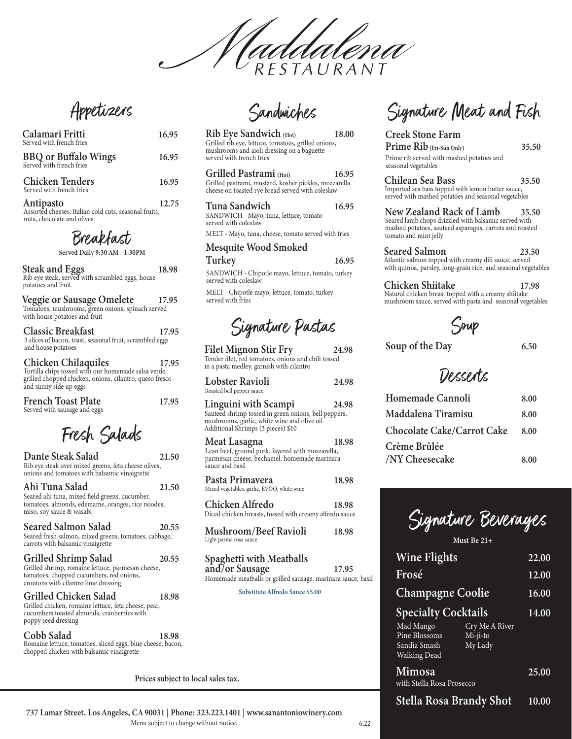# Maddalena

RESTAURANT

## Appetizers

**Calamari Fritti** 16.95
Served with french fries

**BBQ or Buffalo Wings** 16.95
Served with french fries

**Chicken Tenders** 16.95
Served with french fries

**Antipasto** 12.75
Assorted cheeses, Italian cold cuts, seasonal fruits, nuts, chocolate and olives

## Breakfast

**Served Daily 9:30 AM - 1:30PM**

**Steak and Eggs** 18.98
Rib eye steak, served with scrambled eggs, house potatoes and fruit.

**Veggie or Sausage Omelete** 17.95
Tomatoes, mushrooms, green onions, spinach served with house potatoes and fruit

**Classic Breakfast** 17.95
3 slices of bacon, toast, seasonal fruit, scrambled eggs and house potatoes

**Chicken Chilaquiles** 17.95
Tortilla chips tossed with our homemade salsa verde, grilled chopped chicken, onions, cilantro, queso fresco and sunny side up eggs

**French Toast Plate** 17.95
Served with sausage and eggs

## Fresh Salads

**Dante Steak Salad** 21.50
Rib eye steak over mixed greens, feta cheese olives, onions and tomatoes with balsamic vinaigrette

**Ahi Tuna Salad** 21.50
Seared ahi tuna, mixed field greens, cucumber, tomatoes, almonds, edemame, oranges, rice noodes, miso, soy sauce & wasabi

**Seared Salmon Salad** 20.55
Seared fresh salmon, mixed greens, tomatoes, cabbage, carrots with balsamic vinaigrette

**Grilled Shrimp Salad** 20.55
Grilled shrimp, romaine lettuce, parmesan cheese, tomatoes, chopped cucumbers, red onions, croutons with cilantro lime dressing

**Grilled Chicken Salad** 18.98
Grilled chicken, romaine lettuce, feta cheese, pear, cucumbers toasted almonds, cranberries with poppy seed dressing

**Cobb Salad** 18.98
Romaine lettuce, tomatoes, sliced eggs, blue cheese, bacon, chopped chicken with balsamic vinaigrette

## Sandwiches

**Rib Eye Sandwich (Hot)** 18.00
Grilled rib eye, lettuce, tomatoes, grilled onions, mushrooms and aioli dressing on a baguette served with french fries

**Grilled Pastrami (Hot)** 16.95
Grilled pastrami, mustard, kosher pickles, mozzarella cheese on toasted rye bread served with coleslaw

**Tuna Sandwich** 16.95
SANDWICH - Mayo, tuna, lettuce, tomato served with coleslaw

MELT - Mayo, tuna, cheese, tomato served with fries

**Mesquite Wood Smoked Turkey** 16.95
SANDWICH - Chipotle mayo, lettuce, tomato, turkey served with coleslaw

MELT - Chipotle mayo, lettuce, tomato, turkey served with fries

## Signature Pastas

**Filet Mignon Stir Fry** 24.98
Tender filet, red tomatoes, onions and chili tossed in a pasta medley, garnish with cilantro

**Lobster Ravioli** 24.98
Roasted bell pepper sauce

**Linguini with Scampi** 24.98
Sauteed shrimp tossed in green onions, bell peppers, mushrooms, garlic, white wine and olive oil
Additional Shrimps (3 pieces) $10

**Meat Lasagna** 18.98
Lean beef, ground pork, layered with mozzarella, parmesan cheese, bechamel, homemade marinara sauce and basil

**Pasta Primavera** 18.98
Mixed vegetables, garlic, EVOO, white wine

**Chicken Alfredo** 18.98
Diced chicken breasts, tossed with creamy alfredo sauce

**Mushroom/Beef Ravioli** 18.98
Light parma rosa sauce

**Spaghetti with Meatballs and/or Sausage** 17.95
Homemade meatballs or grilled sausage, marinara sauce, basil

**Substitute Alfredo Sauce $5.00**

## Signature Meat and Fish

**Creek Stone Farm Prime Rib (Fri-Sun Only)** 35.50
Prime rib served with mashed potatoes and seasonal vegetables

**Chilean Sea Bass** 35.50
Imported sea bass topped with lemon butter sauce, served with mashed potatoes and seasonal vegetables

**New Zealand Rack of Lamb** 35.50
Seared lamb chops drizzled with balsamic served with mashed potatoes, sauteed asparagus, carrots and roasted tomato and mint jelly

**Seared Salmon** 23.50
Atlantic salmon topped with creamy dill sauce, served with quinoa, parsley, long-grain rice, and seasonal vegetables

**Chicken Shiitake** 17.98
Natural chicken breast topped with a creamy shiitake mushroom sauce, served with pasta and seasonal vegetables

## Soup

**Soup of the Day** 6.50

## Desserts

**Homemade Cannoli** 8.00

**Maddalena Tiramisu** 8.00

**Chocolate Cake/Carrot Cake** 8.00

**Crème Brûlée /NY Cheesecake** 8.00

## Signature Beverages

**Must Be 21+**

**Wine Flights** 22.00

**Frosé** 12.00

**Champagne Coolie** 16.00

**Specialty Cocktails** 14.00
Mad Mango, Pine Blossoms, Sandia Smash, Walking Dead, Cry Me A River, Mi-ji-to, My Lady

**Mimosa** 25.00
with Stella Rosa Prosecco

**Stella Rosa Brandy Shot** 10.00

**Prices subject to local sales tax.**

**737 Lamar Street, Los Angeles, CA 90031 | Phone: 323.223.1401 | www.sanantoniowinery.com**

Menu subject to change without notice.

6.22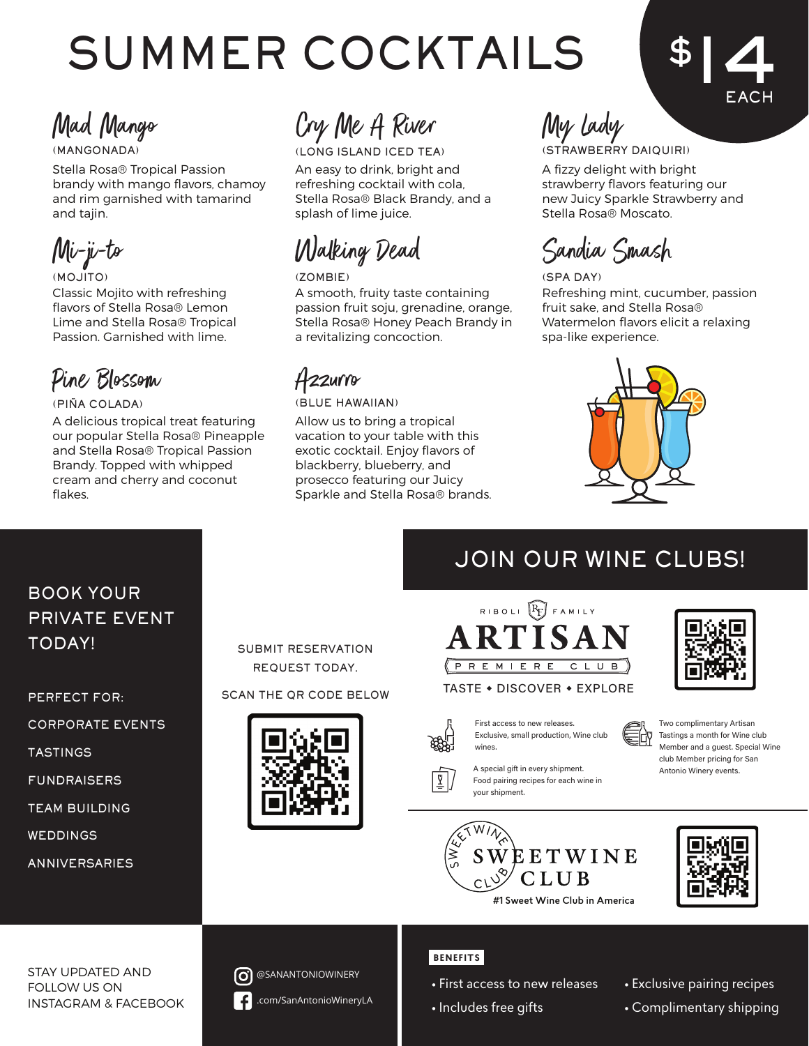# SUMMER COCKTAILS

$14 EACH

### Mad Mango
(MANGONADA)

Stella Rosa® Tropical Passion brandy with mango flavors, chamoy and rim garnished with tamarind and tajin.

### Cry Me A River
(LONG ISLAND ICED TEA)

An easy to drink, bright and refreshing cocktail with cola, Stella Rosa® Black Brandy, and a splash of lime juice.

### My Lady
(STRAWBERRY DAIQUIRI)

A fizzy delight with bright strawberry flavors featuring our new Juicy Sparkle Strawberry and Stella Rosa® Moscato.

### Mi-ji-to
(MOJITO)

Classic Mojito with refreshing flavors of Stella Rosa® Lemon Lime and Stella Rosa® Tropical Passion. Garnished with lime.

### Walking Dead
(ZOMBIE)

A smooth, fruity taste containing passion fruit soju, grenadine, orange, Stella Rosa® Honey Peach Brandy in a revitalizing concoction.

### Sandia Smash
(SPA DAY)

Refreshing mint, cucumber, passion fruit sake, and Stella Rosa® Watermelon flavors elicit a relaxing spa-like experience.

### Pine Blossom
(PIÑA COLADA)

A delicious tropical treat featuring our popular Stella Rosa® Pineapple and Stella Rosa® Tropical Passion Brandy. Topped with whipped cream and cherry and coconut flakes.

### Azzurro
(BLUE HAWAIIAN)

Allow us to bring a tropical vacation to your table with this exotic cocktail. Enjoy flavors of blackberry, blueberry, and prosecco featuring our Juicy Sparkle and Stella Rosa® brands.

## BOOK YOUR PRIVATE EVENT TODAY!

PERFECT FOR:

- CORPORATE EVENTS
- TASTINGS
- FUNDRAISERS
- TEAM BUILDING
- WEDDINGS
- ANNIVERSARIES

SUBMIT RESERVATION REQUEST TODAY.

SCAN THE QR CODE BELOW

## JOIN OUR WINE CLUBS!

RIBOLI FAMILY ARTISAN PREMIERE CLUB

TASTE • DISCOVER • EXPLORE

- First access to new releases. Exclusive, small production, Wine club wines.
- A special gift in every shipment. Food pairing recipes for each wine in your shipment.
- Two complimentary Artisan Tastings a month for Wine club Member and a guest. Special Wine club Member pricing for San Antonio Winery events.

SWEET WINE CLUB

#1 Sweet Wine Club in America

**BENEFITS**

- First access to new releases
- Includes free gifts
- Exclusive pairing recipes
- Complimentary shipping

STAY UPDATED AND FOLLOW US ON INSTAGRAM & FACEBOOK

@SANANTONIOWINERY

.com/SanAntonioWineryLA